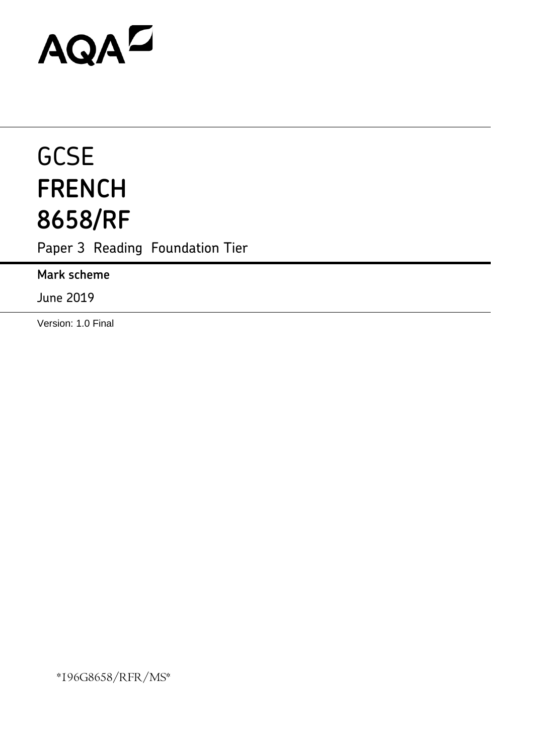AQA

# GCSE
# FRENCH
# 8658/RF

Paper 3 Reading Foundation Tier

**Mark scheme**

June 2019

Version: 1.0 Final

*196G8658/RFR/MS*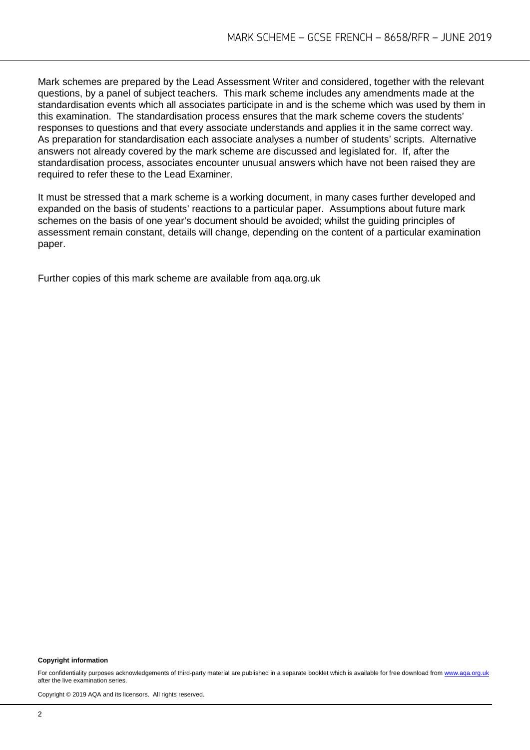Mark schemes are prepared by the Lead Assessment Writer and considered, together with the relevant questions, by a panel of subject teachers. This mark scheme includes any amendments made at the standardisation events which all associates participate in and is the scheme which was used by them in this examination. The standardisation process ensures that the mark scheme covers the students' responses to questions and that every associate understands and applies it in the same correct way. As preparation for standardisation each associate analyses a number of students' scripts. Alternative answers not already covered by the mark scheme are discussed and legislated for. If, after the standardisation process, associates encounter unusual answers which have not been raised they are required to refer these to the Lead Examiner.

It must be stressed that a mark scheme is a working document, in many cases further developed and expanded on the basis of students' reactions to a particular paper. Assumptions about future mark schemes on the basis of one year's document should be avoided; whilst the guiding principles of assessment remain constant, details will change, depending on the content of a particular examination paper.

Further copies of this mark scheme are available from aqa.org.uk

**Copyright information**

For confidentiality purposes acknowledgements of third-party material are published in a separate booklet which is available for free download from www.aqa.org.uk after the live examination series.

Copyright © 2019 AQA and its licensors. All rights reserved.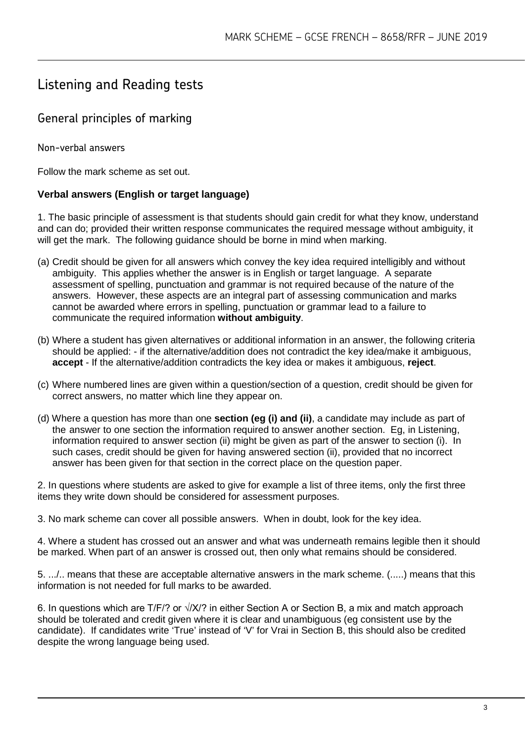# Listening and Reading tests

## General principles of marking

### Non-verbal answers

Follow the mark scheme as set out.

**Verbal answers (English or target language)**

1. The basic principle of assessment is that students should gain credit for what they know, understand and can do; provided their written response communicates the required message without ambiguity, it will get the mark. The following guidance should be borne in mind when marking.

(a) Credit should be given for all answers which convey the key idea required intelligibly and without ambiguity. This applies whether the answer is in English or target language. A separate assessment of spelling, punctuation and grammar is not required because of the nature of the answers. However, these aspects are an integral part of assessing communication and marks cannot be awarded where errors in spelling, punctuation or grammar lead to a failure to communicate the required information **without ambiguity**.

(b) Where a student has given alternatives or additional information in an answer, the following criteria should be applied: - if the alternative/addition does not contradict the key idea/make it ambiguous, **accept** - If the alternative/addition contradicts the key idea or makes it ambiguous, **reject**.

(c) Where numbered lines are given within a question/section of a question, credit should be given for correct answers, no matter which line they appear on.

(d) Where a question has more than one **section (eg (i) and (ii)**, a candidate may include as part of the answer to one section the information required to answer another section. Eg, in Listening, information required to answer section (ii) might be given as part of the answer to section (i). In such cases, credit should be given for having answered section (ii), provided that no incorrect answer has been given for that section in the correct place on the question paper.

2. In questions where students are asked to give for example a list of three items, only the first three items they write down should be considered for assessment purposes.

3. No mark scheme can cover all possible answers. When in doubt, look for the key idea.

4. Where a student has crossed out an answer and what was underneath remains legible then it should be marked. When part of an answer is crossed out, then only what remains should be considered.

5. .../.. means that these are acceptable alternative answers in the mark scheme. (.....) means that this information is not needed for full marks to be awarded.

6. In questions which are T/F/? or √/X/? in either Section A or Section B, a mix and match approach should be tolerated and credit given where it is clear and unambiguous (eg consistent use by the candidate). If candidates write 'True' instead of 'V' for Vrai in Section B, this should also be credited despite the wrong language being used.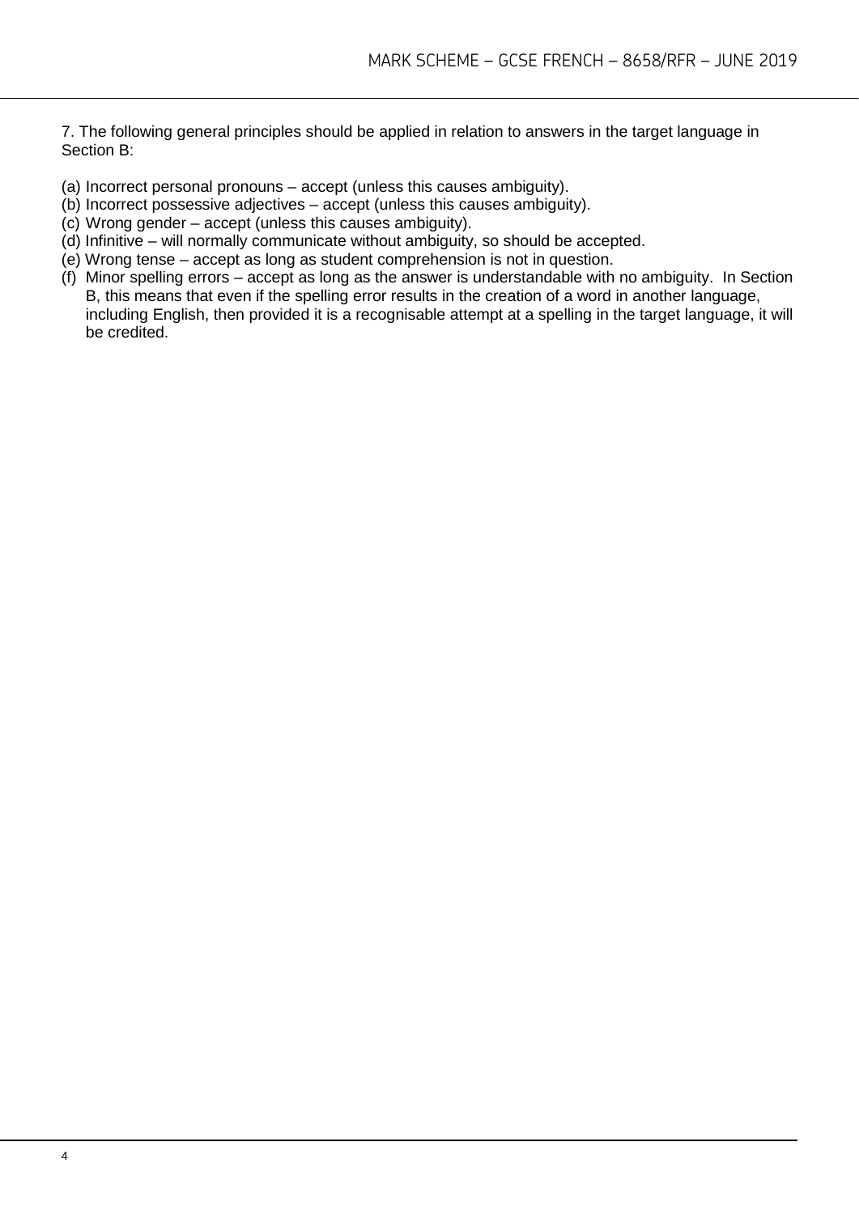7. The following general principles should be applied in relation to answers in the target language in Section B:

(a) Incorrect personal pronouns – accept (unless this causes ambiguity).
(b) Incorrect possessive adjectives – accept (unless this causes ambiguity).
(c) Wrong gender – accept (unless this causes ambiguity).
(d) Infinitive – will normally communicate without ambiguity, so should be accepted.
(e) Wrong tense – accept as long as student comprehension is not in question.
(f) Minor spelling errors – accept as long as the answer is understandable with no ambiguity. In Section B, this means that even if the spelling error results in the creation of a word in another language, including English, then provided it is a recognisable attempt at a spelling in the target language, it will be credited.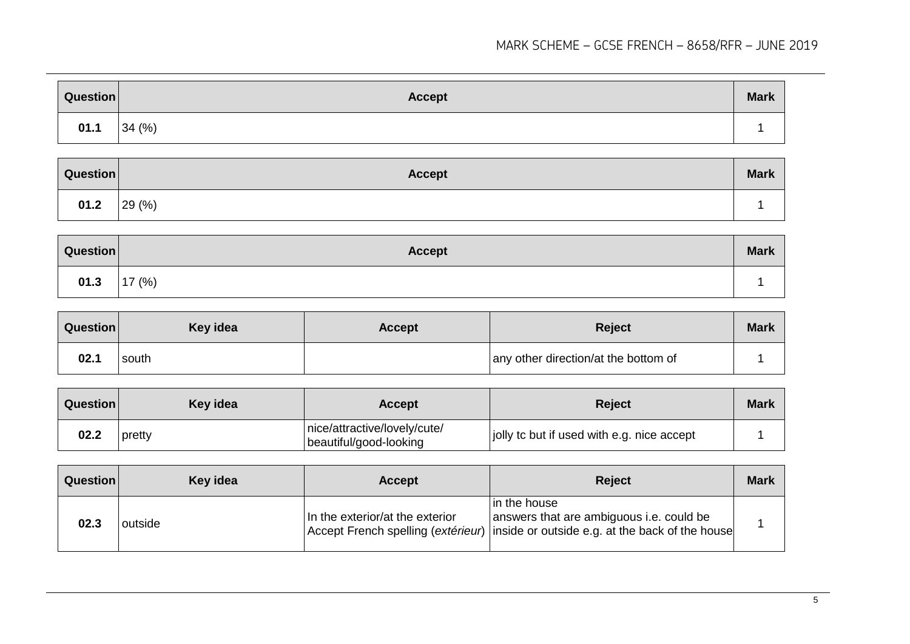| Question | Accept | Mark |
|---|---|---|
| 01.1 | 34 (%) | 1 |

| Question | Accept | Mark |
|---|---|---|
| 01.2 | 29 (%) | 1 |

| Question | Accept | Mark |
|---|---|---|
| 01.3 | 17 (%) | 1 |

| Question | Key idea | Accept | Reject | Mark |
|---|---|---|---|---|
| 02.1 | south | | any other direction/at the bottom of | 1 |

| Question | Key idea | Accept | Reject | Mark |
|---|---|---|---|---|
| 02.2 | pretty | nice/attractive/lovely/cute/ beautiful/good-looking | jolly tc but if used with e.g. nice accept | 1 |

| Question | Key idea | Accept | Reject | Mark |
|---|---|---|---|---|
| 02.3 | outside | In the exterior/at the exterior Accept French spelling (*extérieur*) | in the house answers that are ambiguous i.e. could be inside or outside e.g. at the back of the house | 1 |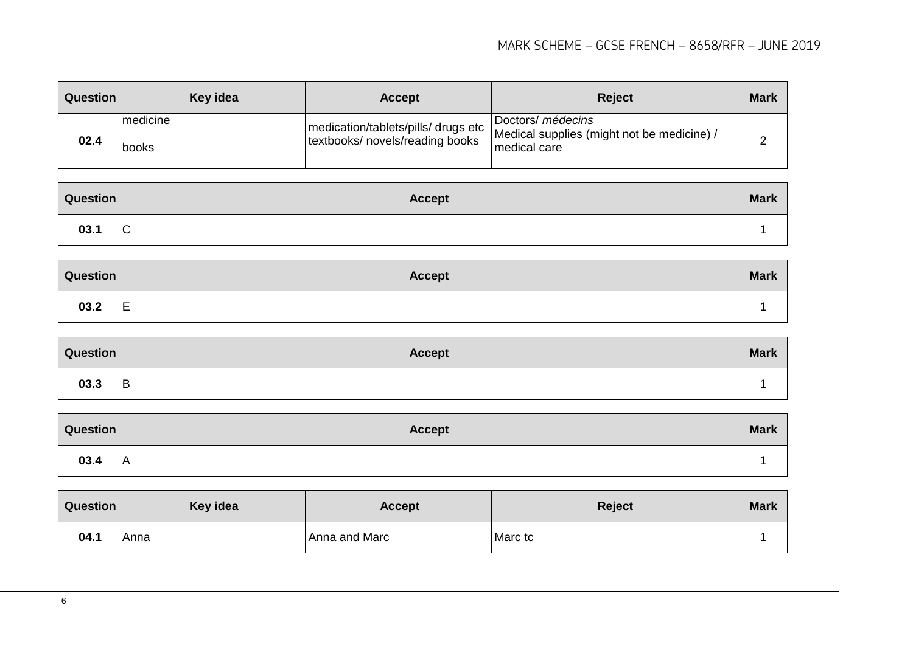| Question | Key idea | Accept | Reject | Mark |
|---|---|---|---|---|
| 02.4 | medicine<br><br>books | medication/tablets/pills/ drugs etc<br>textbooks/ novels/reading books | Doctors/ *médecins*<br>Medical supplies (might not be medicine) / medical care | 2 |

| Question | Accept | Mark |
|---|---|---|
| 03.1 | C | 1 |

| Question | Accept | Mark |
|---|---|---|
| 03.2 | E | 1 |

| Question | Accept | Mark |
|---|---|---|
| 03.3 | B | 1 |

| Question | Accept | Mark |
|---|---|---|
| 03.4 | A | 1 |

| Question | Key idea | Accept | Reject | Mark |
|---|---|---|---|---|
| 04.1 | Anna | Anna and Marc | Marc tc | 1 |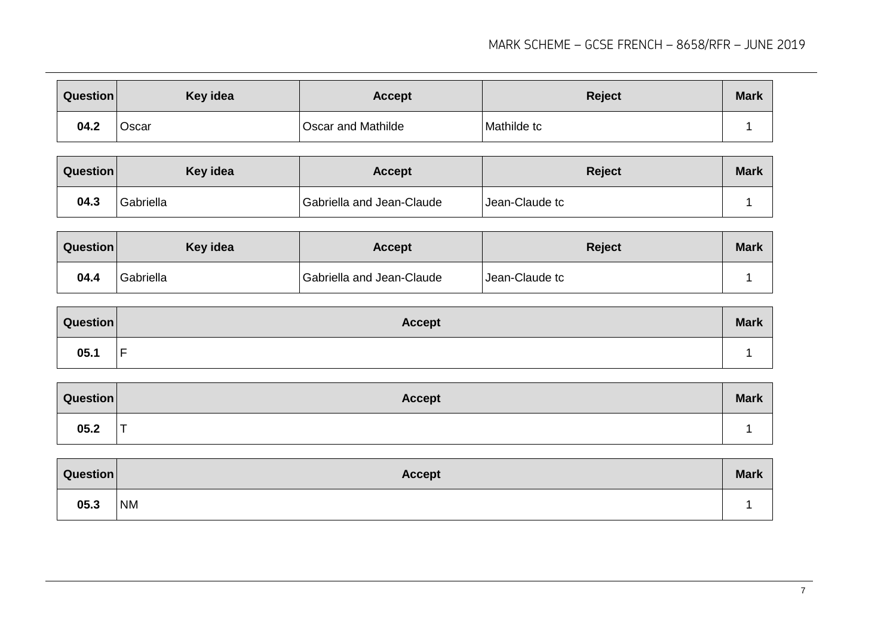| Question | Key idea | Accept | Reject | Mark |
| --- | --- | --- | --- | --- |
| 04.2 | Oscar | Oscar and Mathilde | Mathilde tc | 1 |

| Question | Key idea | Accept | Reject | Mark |
| --- | --- | --- | --- | --- |
| 04.3 | Gabriella | Gabriella and Jean-Claude | Jean-Claude tc | 1 |

| Question | Key idea | Accept | Reject | Mark |
| --- | --- | --- | --- | --- |
| 04.4 | Gabriella | Gabriella and Jean-Claude | Jean-Claude tc | 1 |

| Question | Accept | Mark |
| --- | --- | --- |
| 05.1 | F | 1 |

| Question | Accept | Mark |
| --- | --- | --- |
| 05.2 | T | 1 |

| Question | Accept | Mark |
| --- | --- | --- |
| 05.3 | NM | 1 |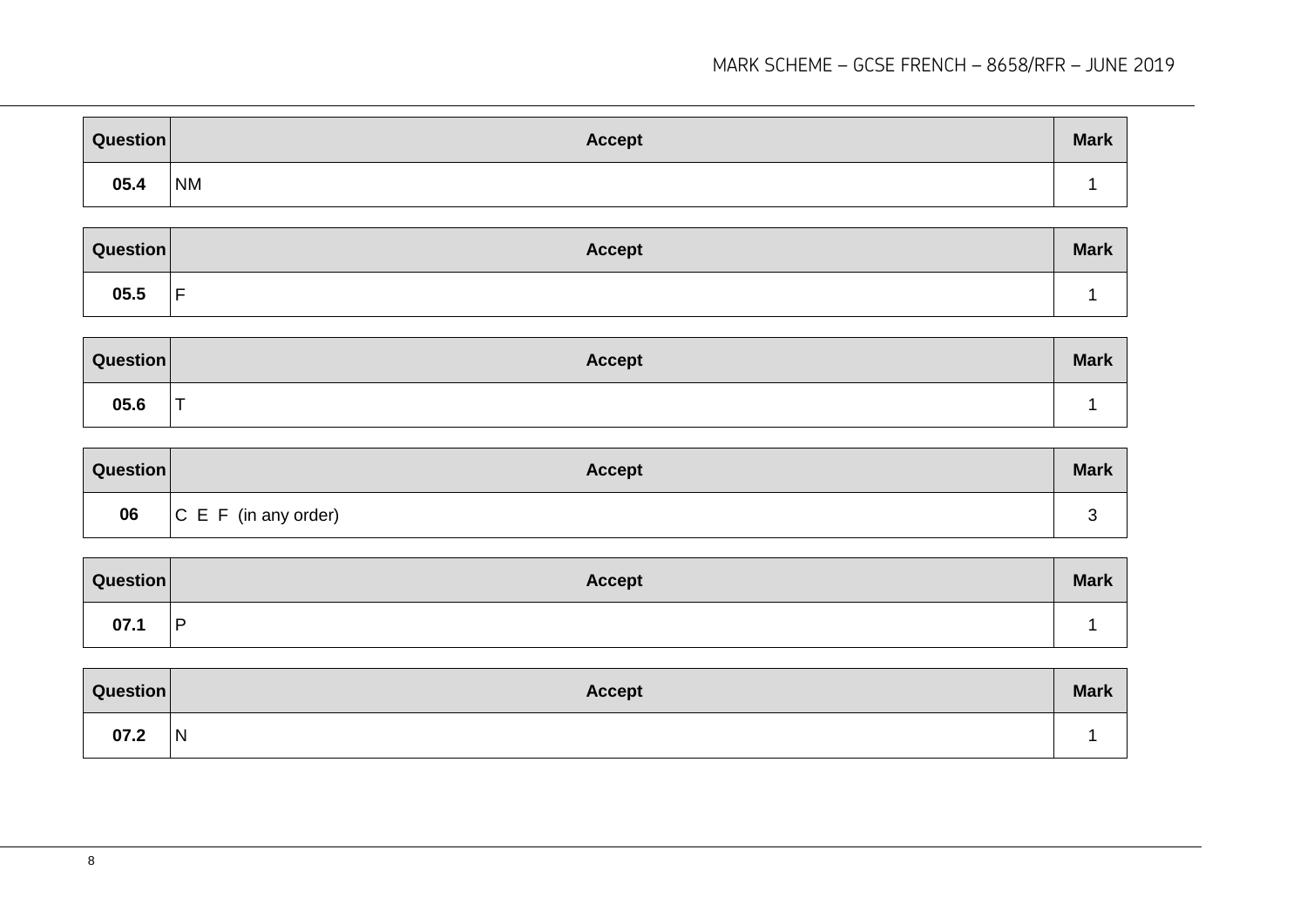| Question | Accept | Mark |
|---|---|---|
| 05.4 | NM | 1 |

| Question | Accept | Mark |
|---|---|---|
| 05.5 | F | 1 |

| Question | Accept | Mark |
|---|---|---|
| 05.6 | T | 1 |

| Question | Accept | Mark |
|---|---|---|
| 06 | C E F (in any order) | 3 |

| Question | Accept | Mark |
|---|---|---|
| 07.1 | P | 1 |

| Question | Accept | Mark |
|---|---|---|
| 07.2 | N | 1 |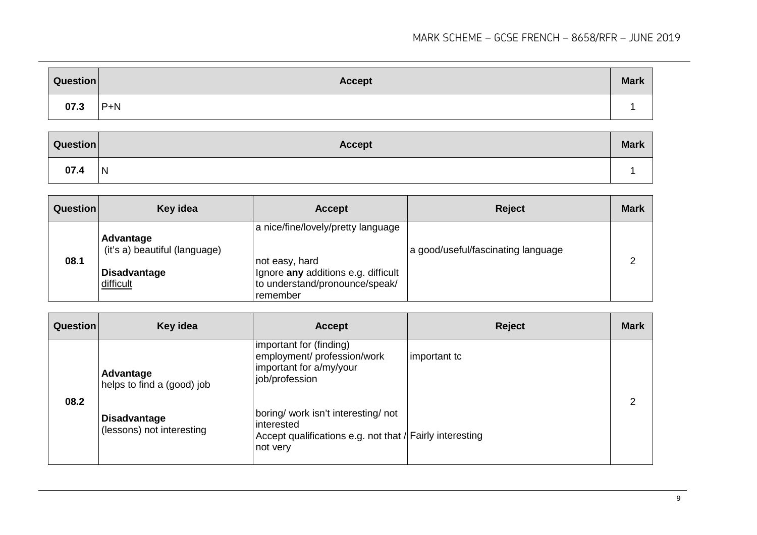| Question | Accept | Mark |
|---|---|---|
| 07.3 | P+N | 1 |

| Question | Accept | Mark |
|---|---|---|
| 07.4 | N | 1 |

| Question | Key idea | Accept | Reject | Mark |
|---|---|---|---|---|
| 08.1 | **Advantage**<br>(it's a) beautiful (language)<br><br>**Disadvantage**<br>difficult | a nice/fine/lovely/pretty language<br><br>not easy, hard<br>Ignore **any** additions e.g. difficult to understand/pronounce/speak/ remember | a good/useful/fascinating language | 2 |

| Question | Key idea | Accept | Reject | Mark |
|---|---|---|---|---|
| 08.2 | **Advantage**<br>helps to find a (good) job<br><br>**Disadvantage**<br>(lessons) not interesting | important for (finding) employment/ profession/work<br>important for a/my/your job/profession<br><br>boring/ work isn't interesting/ not interested<br>Accept qualifications e.g. not that / not very | important tc<br><br>Fairly interesting | 2 |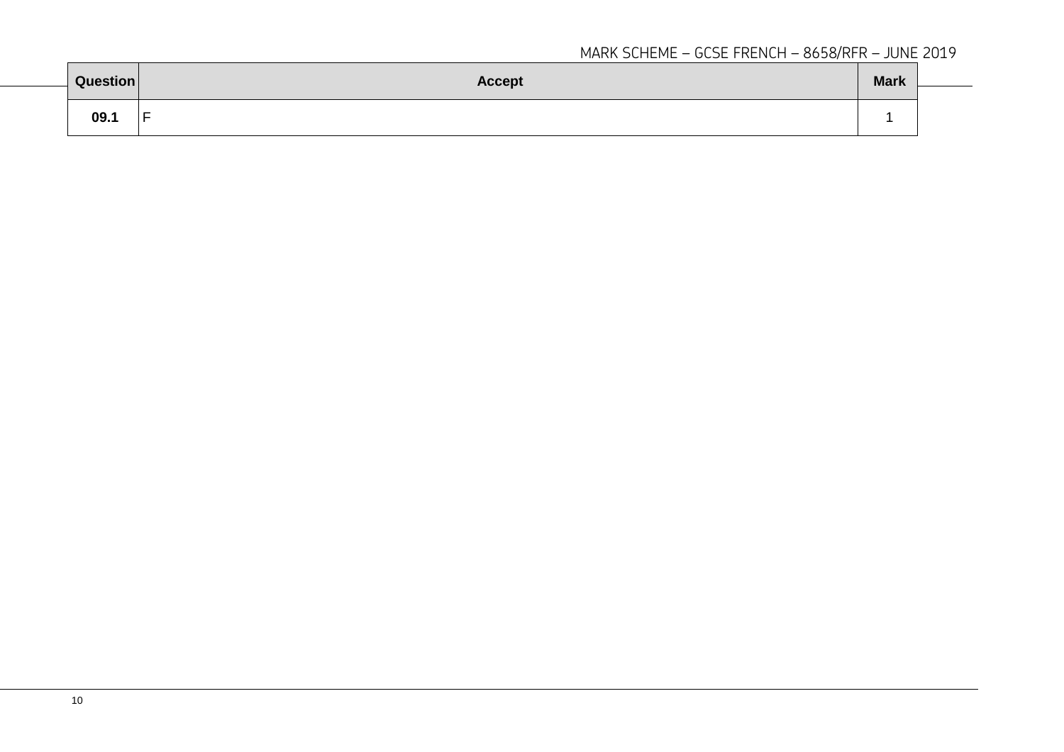| Question | Accept | Mark |
| --- | --- | --- |
| 09.1 | F | 1 |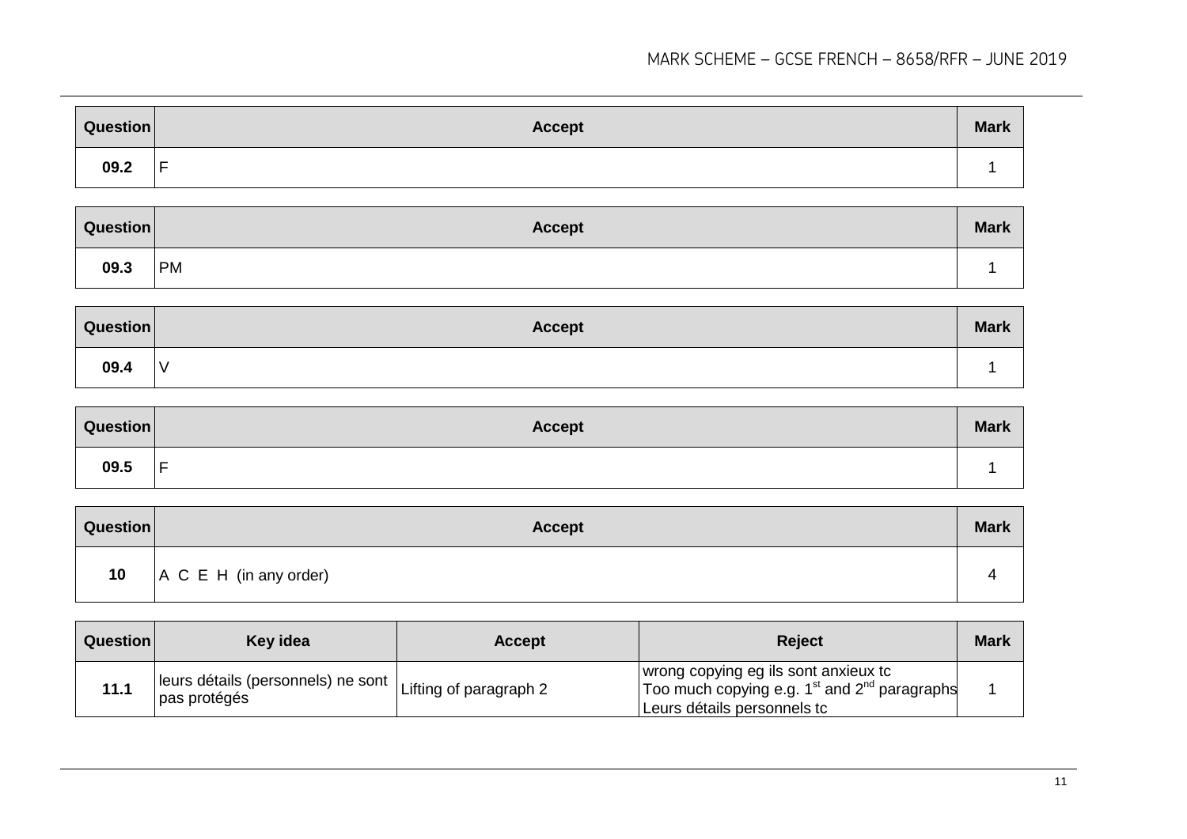| Question | Accept | Mark |
|---|---|---|
| 09.2 | F | 1 |

| Question | Accept | Mark |
|---|---|---|
| 09.3 | PM | 1 |

| Question | Accept | Mark |
|---|---|---|
| 09.4 | V | 1 |

| Question | Accept | Mark |
|---|---|---|
| 09.5 | F | 1 |

| Question | Accept | Mark |
|---|---|---|
| 10 | A C E H (in any order) | 4 |

| Question | Key idea | Accept | Reject | Mark |
|---|---|---|---|---|
| 11.1 | leurs détails (personnels) ne sont pas protégés | Lifting of paragraph 2 | wrong copying eg ils sont anxieux tc<br>Too much copying e.g. 1st and 2nd paragraphs<br>Leurs détails personnels tc | 1 |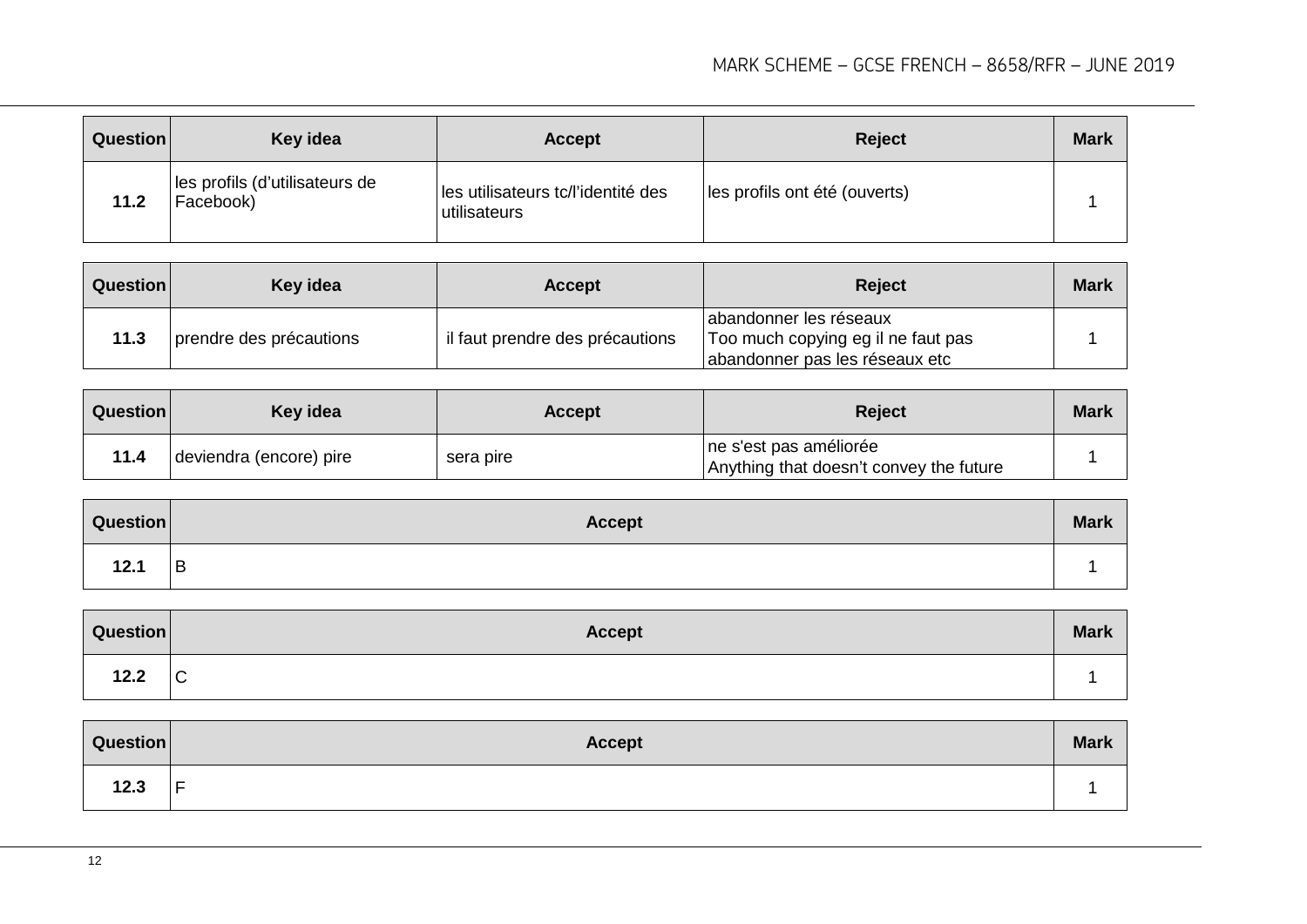| Question | Key idea | Accept | Reject | Mark |
|---|---|---|---|---|
| 11.2 | les profils (d'utilisateurs de Facebook) | les utilisateurs tc/l'identité des utilisateurs | les profils ont été (ouverts) | 1 |

| Question | Key idea | Accept | Reject | Mark |
|---|---|---|---|---|
| 11.3 | prendre des précautions | il faut prendre des précautions | abandonner les réseaux<br>Too much copying eg il ne faut pas abandonner pas les réseaux etc | 1 |

| Question | Key idea | Accept | Reject | Mark |
|---|---|---|---|---|
| 11.4 | deviendra (encore) pire | sera pire | ne s'est pas améliorée<br>Anything that doesn't convey the future | 1 |

| Question | Accept | Mark |
|---|---|---|
| 12.1 | B | 1 |

| Question | Accept | Mark |
|---|---|---|
| 12.2 | C | 1 |

| Question | Accept | Mark |
|---|---|---|
| 12.3 | F | 1 |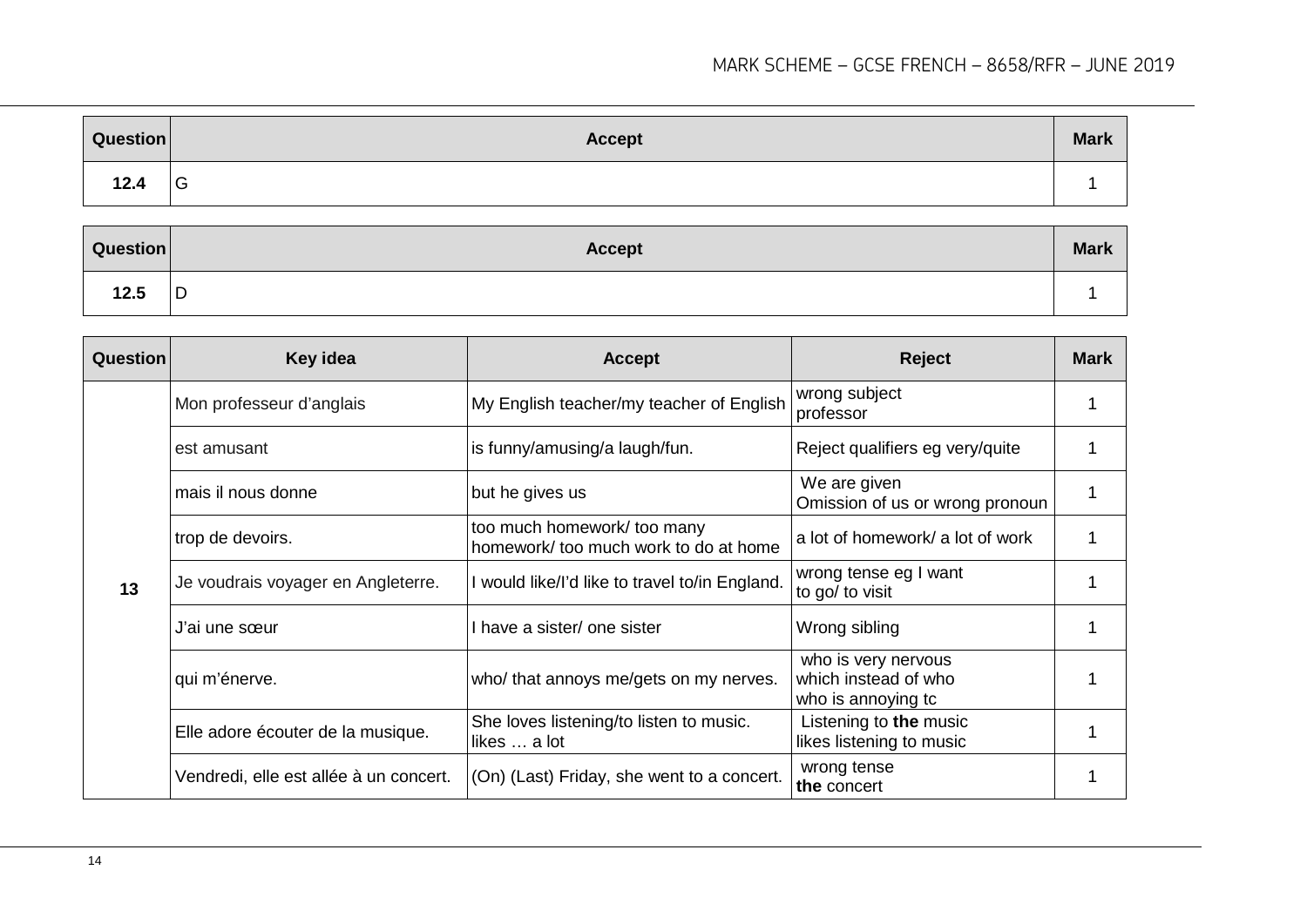| Question | Accept | Mark |
|---|---|---|
| 12.4 | G | 1 |

| Question | Accept | Mark |
|---|---|---|
| 12.5 | D | 1 |

| Question | Key idea | Accept | Reject | Mark |
|---|---|---|---|---|
| 13 | Mon professeur d'anglais | My English teacher/my teacher of English | wrong subject<br>professor | 1 |
| | est amusant | is funny/amusing/a laugh/fun. | Reject qualifiers eg very/quite | 1 |
| | mais il nous donne | but he gives us | We are given<br>Omission of us or wrong pronoun | 1 |
| | trop de devoirs. | too much homework/ too many homework/ too much work to do at home | a lot of homework/ a lot of work | 1 |
| | Je voudrais voyager en Angleterre. | I would like/I'd like to travel to/in England. | wrong tense eg I want<br>to go/ to visit | 1 |
| | J'ai une sœur | I have a sister/ one sister | Wrong sibling | 1 |
| | qui m'énerve. | who/ that annoys me/gets on my nerves. | who is very nervous<br>which instead of who<br>who is annoying tc | 1 |
| | Elle adore écouter de la musique. | She loves listening/to listen to music.<br>likes … a lot | Listening to **the** music<br>likes listening to music | 1 |
| | Vendredi, elle est allée à un concert. | (On) (Last) Friday, she went to a concert. | wrong tense<br>**the** concert | 1 |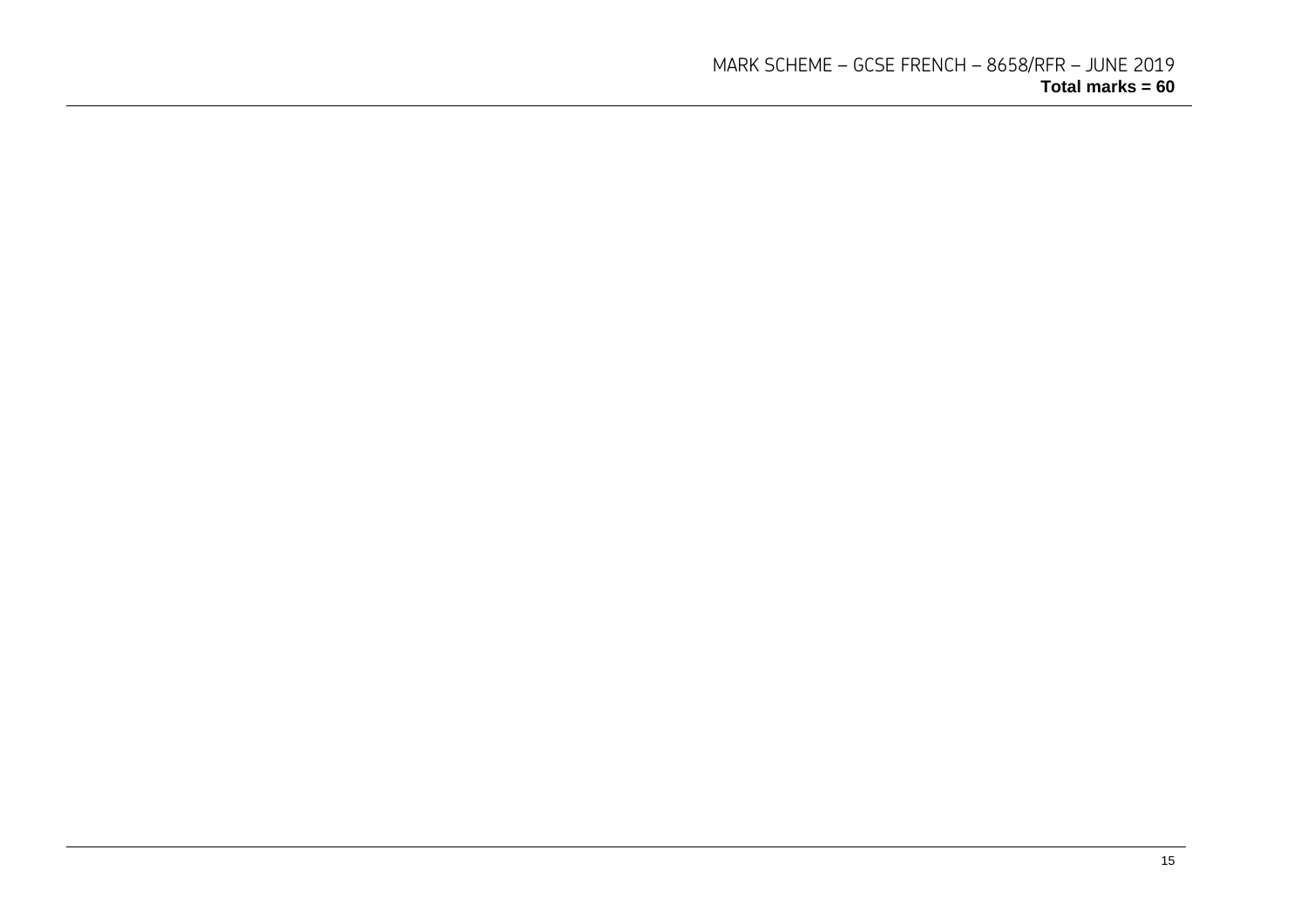**Total marks = 60**